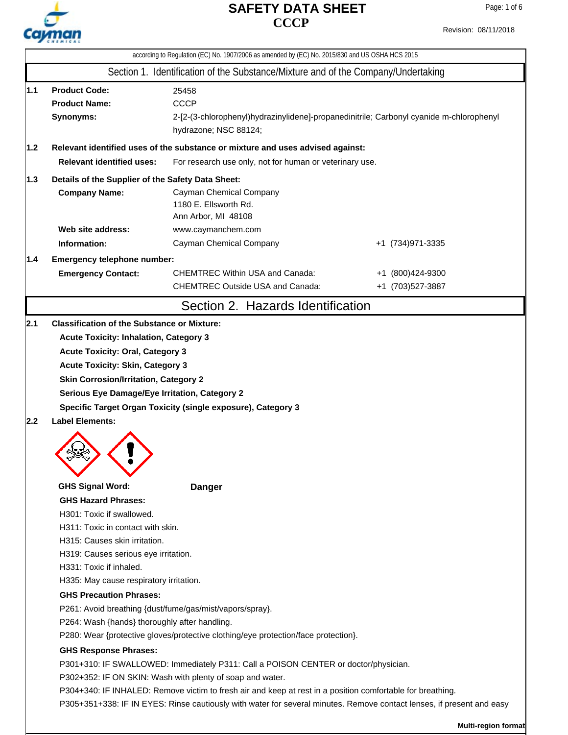# SAFETY DATA SHEET
# CCCP

Revision: 08/11/2018

according to Regulation (EC) No. 1907/2006 as amended by (EC) No. 2015/830 and US OSHA HCS 2015

## Section 1. Identification of the Substance/Mixture and of the Company/Undertaking

**1.1**

**Product Code:** 25458

**Product Name:** CCCP

**Synonyms:** 2-[2-(3-chlorophenyl)hydrazinylidene]-propanedinitrile; Carbonyl cyanide m-chlorophenyl hydrazone; NSC 88124;

**1.2 Relevant identified uses of the substance or mixture and uses advised against:**

**Relevant identified uses:** For research use only, not for human or veterinary use.

**1.3 Details of the Supplier of the Safety Data Sheet:**

**Company Name:** Cayman Chemical Company
1180 E. Ellsworth Rd.
Ann Arbor, MI 48108

**Web site address:** www.caymanchem.com

**Information:** Cayman Chemical Company +1 (734)971-3335

**1.4 Emergency telephone number:**

**Emergency Contact:**
CHEMTREC Within USA and Canada: +1 (800)424-9300
CHEMTREC Outside USA and Canada: +1 (703)527-3887

## Section 2. Hazards Identification

**2.1 Classification of the Substance or Mixture:**

**Acute Toxicity: Inhalation, Category 3**

**Acute Toxicity: Oral, Category 3**

**Acute Toxicity: Skin, Category 3**

**Skin Corrosion/Irritation, Category 2**

**Serious Eye Damage/Eye Irritation, Category 2**

**Specific Target Organ Toxicity (single exposure), Category 3**

**2.2 Label Elements:**

**GHS Signal Word:** **Danger**

**GHS Hazard Phrases:**

H301: Toxic if swallowed.

H311: Toxic in contact with skin.

H315: Causes skin irritation.

H319: Causes serious eye irritation.

H331: Toxic if inhaled.

H335: May cause respiratory irritation.

**GHS Precaution Phrases:**

P261: Avoid breathing {dust/fume/gas/mist/vapors/spray}.

P264: Wash {hands} thoroughly after handling.

P280: Wear {protective gloves/protective clothing/eye protection/face protection}.

**GHS Response Phrases:**

P301+310: IF SWALLOWED: Immediately P311: Call a POISON CENTER or doctor/physician.

P302+352: IF ON SKIN: Wash with plenty of soap and water.

P304+340: IF INHALED: Remove victim to fresh air and keep at rest in a position comfortable for breathing.

P305+351+338: IF IN EYES: Rinse cautiously with water for several minutes. Remove contact lenses, if present and easy

Multi-region format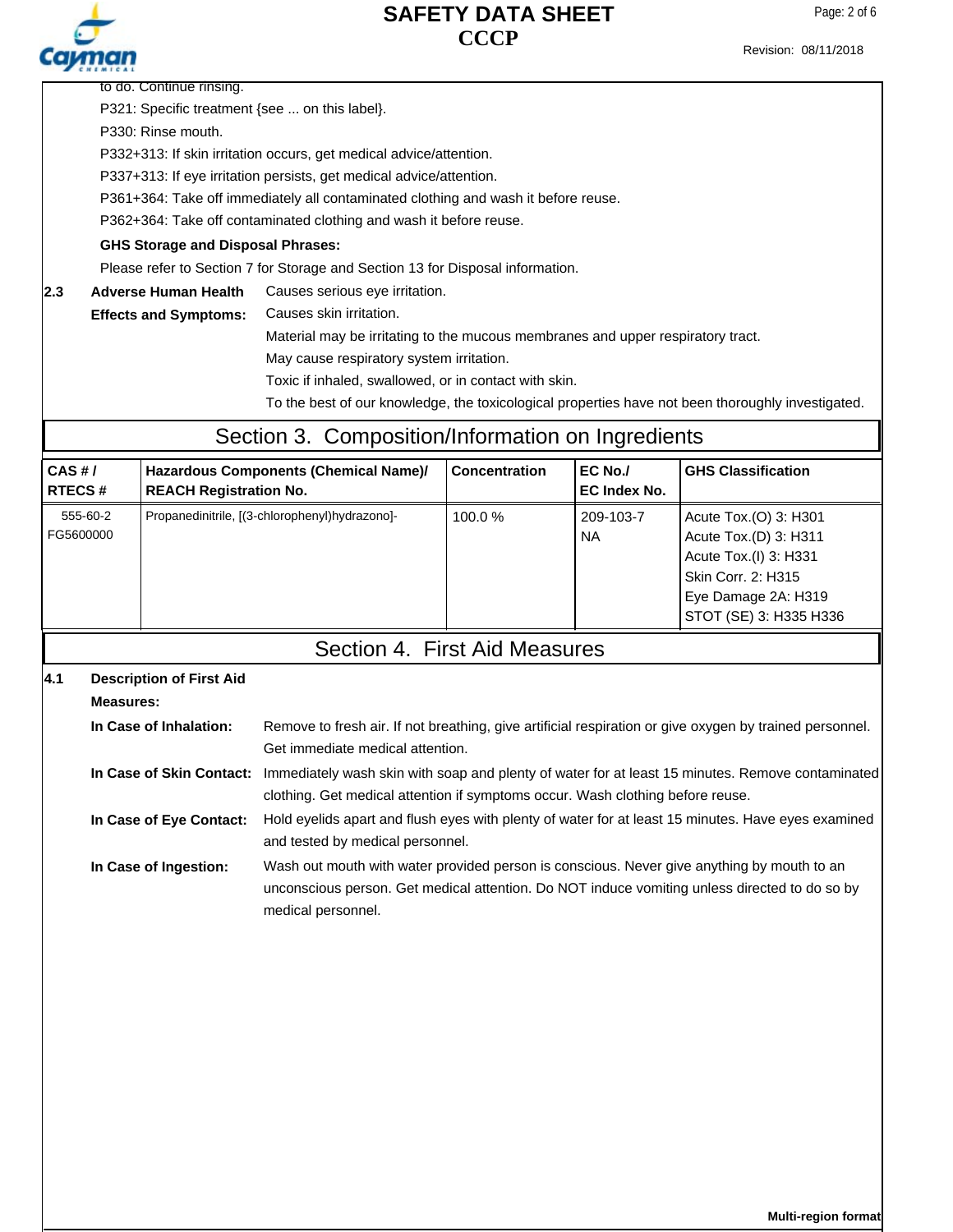to do. Continue rinsing.

P321: Specific treatment {see ... on this label}.

P330: Rinse mouth.

P332+313: If skin irritation occurs, get medical advice/attention.

P337+313: If eye irritation persists, get medical advice/attention.

P361+364: Take off immediately all contaminated clothing and wash it before reuse.

P362+364: Take off contaminated clothing and wash it before reuse.

**GHS Storage and Disposal Phrases:**

Please refer to Section 7 for Storage and Section 13 for Disposal information.

**2.3 Adverse Human Health Effects and Symptoms:**

Causes serious eye irritation.

Causes skin irritation.

Material may be irritating to the mucous membranes and upper respiratory tract.

May cause respiratory system irritation.

Toxic if inhaled, swallowed, or in contact with skin.

To the best of our knowledge, the toxicological properties have not been thoroughly investigated.

## Section 3. Composition/Information on Ingredients

| CAS # / RTECS # | Hazardous Components (Chemical Name)/ REACH Registration No. | Concentration | EC No./ EC Index No. | GHS Classification |
|---|---|---|---|---|
| 555-60-2<br>FG5600000 | Propanedinitrile, [(3-chlorophenyl)hydrazono]- | 100.0 % | 209-103-7<br>NA | Acute Tox.(O) 3: H301<br>Acute Tox.(D) 3: H311<br>Acute Tox.(I) 3: H331<br>Skin Corr. 2: H315<br>Eye Damage 2A: H319<br>STOT (SE) 3: H335 H336 |

## Section 4. First Aid Measures

**4.1 Description of First Aid Measures:**

**In Case of Inhalation:** Remove to fresh air. If not breathing, give artificial respiration or give oxygen by trained personnel. Get immediate medical attention.

**In Case of Skin Contact:** Immediately wash skin with soap and plenty of water for at least 15 minutes. Remove contaminated clothing. Get medical attention if symptoms occur. Wash clothing before reuse.

**In Case of Eye Contact:** Hold eyelids apart and flush eyes with plenty of water for at least 15 minutes. Have eyes examined and tested by medical personnel.

**In Case of Ingestion:** Wash out mouth with water provided person is conscious. Never give anything by mouth to an unconscious person. Get medical attention. Do NOT induce vomiting unless directed to do so by medical personnel.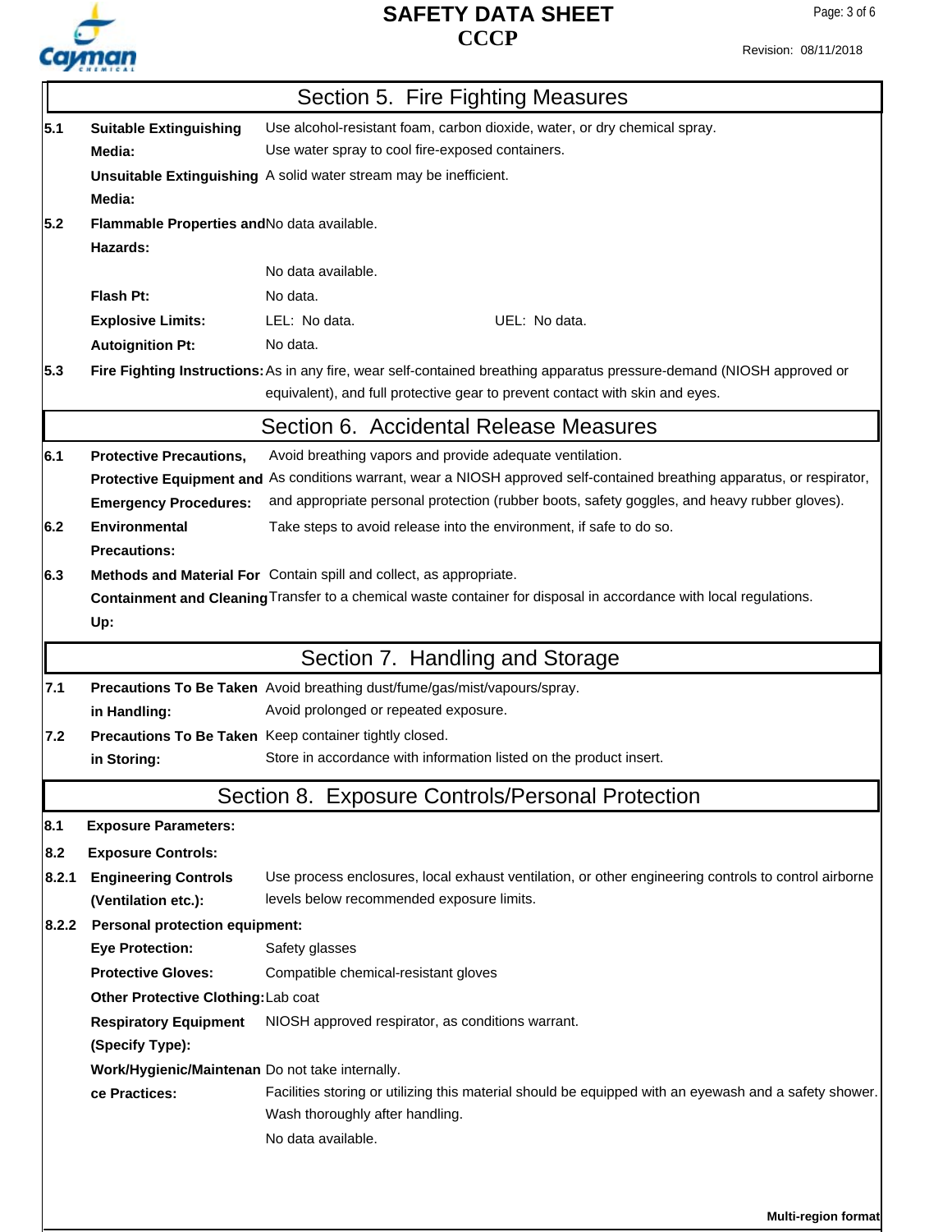## Section 5. Fire Fighting Measures

| | | |
|---|---|---|
| **5.1** | **Suitable Extinguishing Media:** | Use alcohol-resistant foam, carbon dioxide, water, or dry chemical spray. Use water spray to cool fire-exposed containers. |
| | **Unsuitable Extinguishing Media:** | A solid water stream may be inefficient. |
| **5.2** | **Flammable Properties and Hazards:** | No data available. |
| | | No data available. |
| | **Flash Pt:** | No data. |
| | **Explosive Limits:** | LEL: No data. UEL: No data. |
| | **Autoignition Pt:** | No data. |
| **5.3** | **Fire Fighting Instructions:** | As in any fire, wear self-contained breathing apparatus pressure-demand (NIOSH approved or equivalent), and full protective gear to prevent contact with skin and eyes. |

## Section 6. Accidental Release Measures

| | | |
|---|---|---|
| **6.1** | **Protective Precautions, Protective Equipment and Emergency Procedures:** | Avoid breathing vapors and provide adequate ventilation. As conditions warrant, wear a NIOSH approved self-contained breathing apparatus, or respirator, and appropriate personal protection (rubber boots, safety goggles, and heavy rubber gloves). |
| **6.2** | **Environmental Precautions:** | Take steps to avoid release into the environment, if safe to do so. |
| **6.3** | **Methods and Material For Containment and Cleaning Up:** | Contain spill and collect, as appropriate. Transfer to a chemical waste container for disposal in accordance with local regulations. |

## Section 7. Handling and Storage

| | | |
|---|---|---|
| **7.1** | **Precautions To Be Taken in Handling:** | Avoid breathing dust/fume/gas/mist/vapours/spray. Avoid prolonged or repeated exposure. |
| **7.2** | **Precautions To Be Taken in Storing:** | Keep container tightly closed. Store in accordance with information listed on the product insert. |

## Section 8. Exposure Controls/Personal Protection

**8.1 Exposure Parameters:**

**8.2 Exposure Controls:**

| | | |
|---|---|---|
| **8.2.1** | **Engineering Controls (Ventilation etc.):** | Use process enclosures, local exhaust ventilation, or other engineering controls to control airborne levels below recommended exposure limits. |
| **8.2.2** | **Personal protection equipment:** | |
| | **Eye Protection:** | Safety glasses |
| | **Protective Gloves:** | Compatible chemical-resistant gloves |
| | **Other Protective Clothing:** | Lab coat |
| | **Respiratory Equipment (Specify Type):** | NIOSH approved respirator, as conditions warrant. |
| | **Work/Hygienic/Maintenance Practices:** | Do not take internally. Facilities storing or utilizing this material should be equipped with an eyewash and a safety shower. Wash thoroughly after handling. No data available. |

**Multi-region format**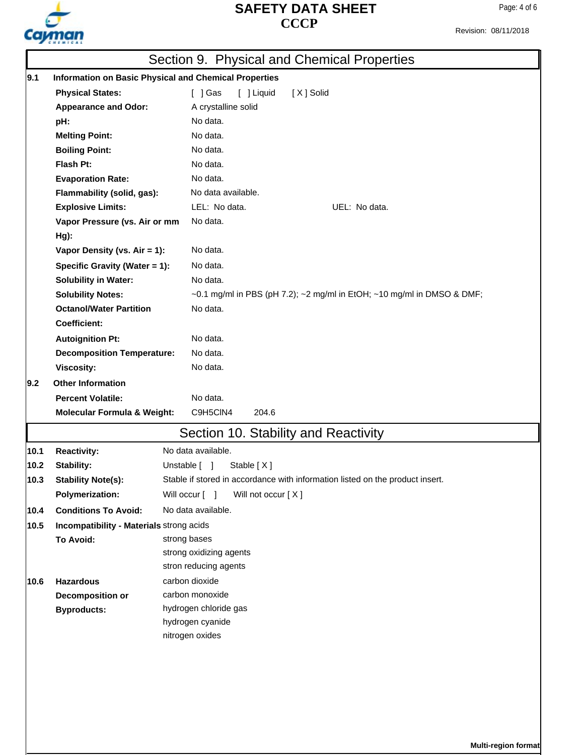## Section 9. Physical and Chemical Properties

**9.1 Information on Basic Physical and Chemical Properties**

| | |
|---|---|
| **Physical States:** | [ ] Gas [ ] Liquid [ X ] Solid |
| **Appearance and Odor:** | A crystalline solid |
| **pH:** | No data. |
| **Melting Point:** | No data. |
| **Boiling Point:** | No data. |
| **Flash Pt:** | No data. |
| **Evaporation Rate:** | No data. |
| **Flammability (solid, gas):** | No data available. |
| **Explosive Limits:** | LEL: No data. UEL: No data. |
| **Vapor Pressure (vs. Air or mm Hg):** | No data. |
| **Vapor Density (vs. Air = 1):** | No data. |
| **Specific Gravity (Water = 1):** | No data. |
| **Solubility in Water:** | No data. |
| **Solubility Notes:** | ~0.1 mg/ml in PBS (pH 7.2); ~2 mg/ml in EtOH; ~10 mg/ml in DMSO & DMF; |
| **Octanol/Water Partition Coefficient:** | No data. |
| **Autoignition Pt:** | No data. |
| **Decomposition Temperature:** | No data. |
| **Viscosity:** | No data. |

**9.2 Other Information**

| | |
|---|---|
| **Percent Volatile:** | No data. |
| **Molecular Formula & Weight:** | $C_9H_5ClN_4$ 204.6 |

## Section 10. Stability and Reactivity

| | | |
|---|---|---|
| 10.1 | **Reactivity:** | No data available. |
| 10.2 | **Stability:** | Unstable [ ] Stable [ X ] |
| 10.3 | **Stability Note(s):** | Stable if stored in accordance with information listed on the product insert. |
| | **Polymerization:** | Will occur [ ] Will not occur [ X ] |
| 10.4 | **Conditions To Avoid:** | No data available. |
| 10.5 | **Incompatibility - Materials To Avoid:** | strong acids<br>strong bases<br>strong oxidizing agents<br>stron reducing agents |
| 10.6 | **Hazardous Decomposition or Byproducts:** | carbon dioxide<br>carbon monoxide<br>hydrogen chloride gas<br>hydrogen cyanide<br>nitrogen oxides |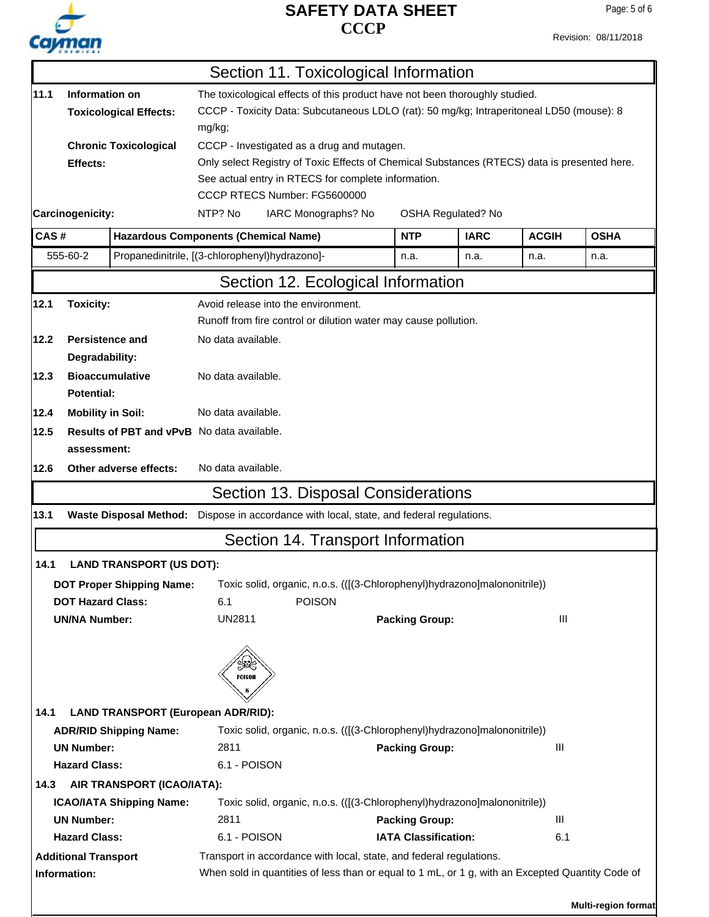## Section 11. Toxicological Information

**11.1 Information on Toxicological Effects:** The toxicological effects of this product have not been thoroughly studied.
CCCP - Toxicity Data: Subcutaneous LDLO (rat): 50 mg/kg; Intraperitoneal LD50 (mouse): 8 mg/kg;

**Chronic Toxicological Effects:** CCCP - Investigated as a drug and mutagen.
Only select Registry of Toxic Effects of Chemical Substances (RTECS) data is presented here. See actual entry in RTECS for complete information.
CCCP RTECS Number: FG5600000

**Carcinogenicity:** NTP? No  IARC Monographs? No  OSHA Regulated? No

| CAS # | Hazardous Components (Chemical Name) | NTP | IARC | ACGIH | OSHA |
|---|---|---|---|---|---|
| 555-60-2 | Propanedinitrile, [(3-chlorophenyl)hydrazono]- | n.a. | n.a. | n.a. | n.a. |

## Section 12. Ecological Information

**12.1 Toxicity:** Avoid release into the environment.
Runoff from fire control or dilution water may cause pollution.

**12.2 Persistence and Degradability:** No data available.

**12.3 Bioaccumulative Potential:** No data available.

**12.4 Mobility in Soil:** No data available.

**12.5 Results of PBT and vPvB assessment:** No data available.

**12.6 Other adverse effects:** No data available.

## Section 13. Disposal Considerations

**13.1 Waste Disposal Method:** Dispose in accordance with local, state, and federal regulations.

## Section 14. Transport Information

**14.1 LAND TRANSPORT (US DOT):**

**DOT Proper Shipping Name:** Toxic solid, organic, n.o.s. (([(3-Chlorophenyl)hydrazono]malononitrile))

**DOT Hazard Class:** 6.1  POISON

**UN/NA Number:** UN2811  **Packing Group:** III

**14.1 LAND TRANSPORT (European ADR/RID):**

**ADR/RID Shipping Name:** Toxic solid, organic, n.o.s. (([(3-Chlorophenyl)hydrazono]malononitrile))

**UN Number:** 2811  **Packing Group:** III

**Hazard Class:** 6.1 - POISON

**14.3 AIR TRANSPORT (ICAO/IATA):**

**ICAO/IATA Shipping Name:** Toxic solid, organic, n.o.s. (([(3-Chlorophenyl)hydrazono]malononitrile))

**UN Number:** 2811  **Packing Group:** III

**Hazard Class:** 6.1 - POISON  **IATA Classification:** 6.1

**Additional Transport Information:** Transport in accordance with local, state, and federal regulations.
When sold in quantities of less than or equal to 1 mL, or 1 g, with an Excepted Quantity Code of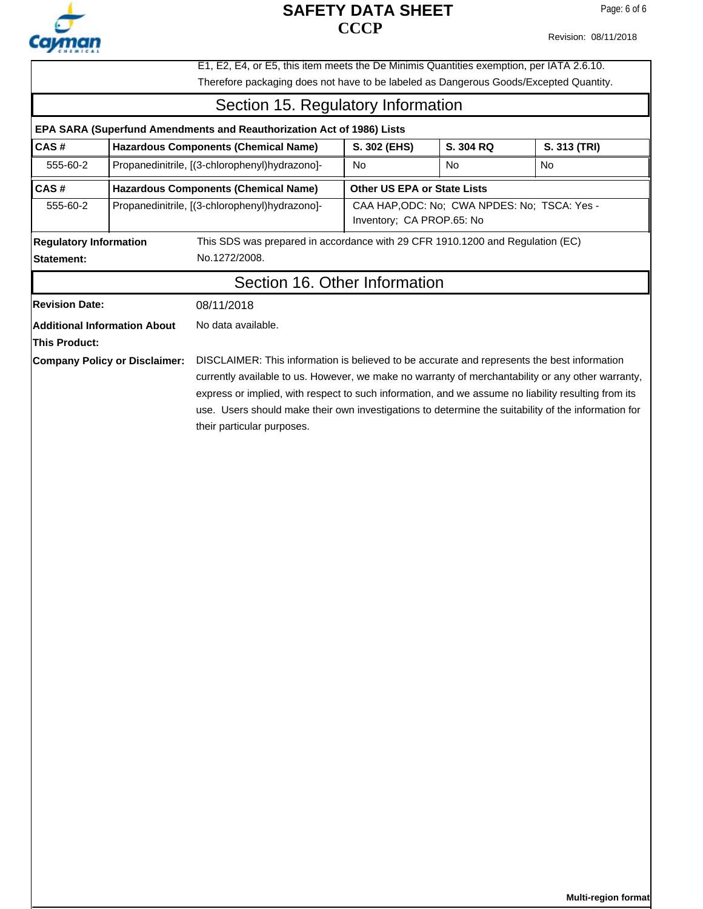E1, E2, E4, or E5, this item meets the De Minimis Quantities exemption, per IATA 2.6.10. Therefore packaging does not have to be labeled as Dangerous Goods/Excepted Quantity.

## Section 15. Regulatory Information

**EPA SARA (Superfund Amendments and Reauthorization Act of 1986) Lists**

| CAS # | Hazardous Components (Chemical Name) | S. 302 (EHS) | S. 304 RQ | S. 313 (TRI) |
|---|---|---|---|---|
| 555-60-2 | Propanedinitrile, [(3-chlorophenyl)hydrazono]- | No | No | No |

| CAS # | Hazardous Components (Chemical Name) | Other US EPA or State Lists |
|---|---|---|
| 555-60-2 | Propanedinitrile, [(3-chlorophenyl)hydrazono]- | CAA HAP,ODC: No; CWA NPDES: No; TSCA: Yes - Inventory; CA PROP.65: No |

**Regulatory Information Statement:** This SDS was prepared in accordance with 29 CFR 1910.1200 and Regulation (EC) No.1272/2008.

## Section 16. Other Information

**Revision Date:** 08/11/2018

**Additional Information About This Product:** No data available.

**Company Policy or Disclaimer:** DISCLAIMER: This information is believed to be accurate and represents the best information currently available to us. However, we make no warranty of merchantability or any other warranty, express or implied, with respect to such information, and we assume no liability resulting from its use. Users should make their own investigations to determine the suitability of the information for their particular purposes.

**Multi-region format**